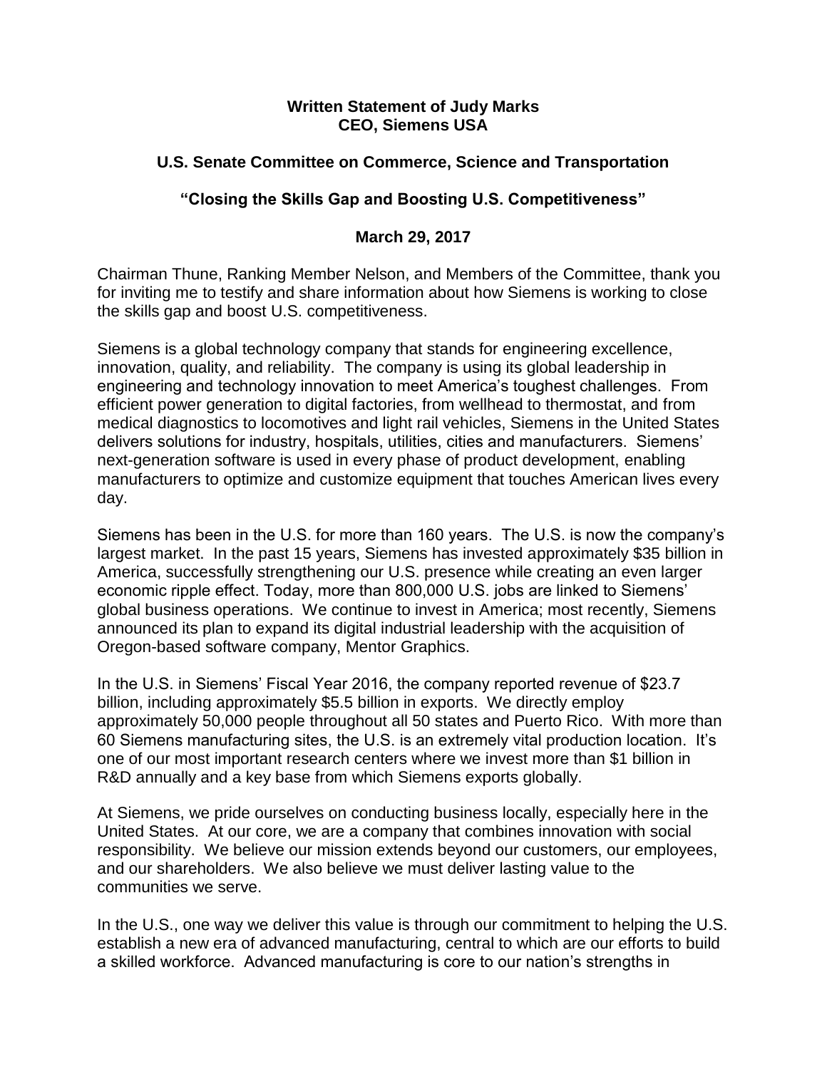**Written Statement of Judy Marks**
**CEO, Siemens USA**

**U.S. Senate Committee on Commerce, Science and Transportation**

**"Closing the Skills Gap and Boosting U.S. Competitiveness"**

**March 29, 2017**

Chairman Thune, Ranking Member Nelson, and Members of the Committee, thank you for inviting me to testify and share information about how Siemens is working to close the skills gap and boost U.S. competitiveness.

Siemens is a global technology company that stands for engineering excellence, innovation, quality, and reliability. The company is using its global leadership in engineering and technology innovation to meet America's toughest challenges. From efficient power generation to digital factories, from wellhead to thermostat, and from medical diagnostics to locomotives and light rail vehicles, Siemens in the United States delivers solutions for industry, hospitals, utilities, cities and manufacturers. Siemens' next-generation software is used in every phase of product development, enabling manufacturers to optimize and customize equipment that touches American lives every day.

Siemens has been in the U.S. for more than 160 years. The U.S. is now the company's largest market. In the past 15 years, Siemens has invested approximately $35 billion in America, successfully strengthening our U.S. presence while creating an even larger economic ripple effect. Today, more than 800,000 U.S. jobs are linked to Siemens' global business operations. We continue to invest in America; most recently, Siemens announced its plan to expand its digital industrial leadership with the acquisition of Oregon-based software company, Mentor Graphics.

In the U.S. in Siemens' Fiscal Year 2016, the company reported revenue of $23.7 billion, including approximately $5.5 billion in exports. We directly employ approximately 50,000 people throughout all 50 states and Puerto Rico. With more than 60 Siemens manufacturing sites, the U.S. is an extremely vital production location. It's one of our most important research centers where we invest more than $1 billion in R&D annually and a key base from which Siemens exports globally.

At Siemens, we pride ourselves on conducting business locally, especially here in the United States. At our core, we are a company that combines innovation with social responsibility. We believe our mission extends beyond our customers, our employees, and our shareholders. We also believe we must deliver lasting value to the communities we serve.

In the U.S., one way we deliver this value is through our commitment to helping the U.S. establish a new era of advanced manufacturing, central to which are our efforts to build a skilled workforce. Advanced manufacturing is core to our nation's strengths in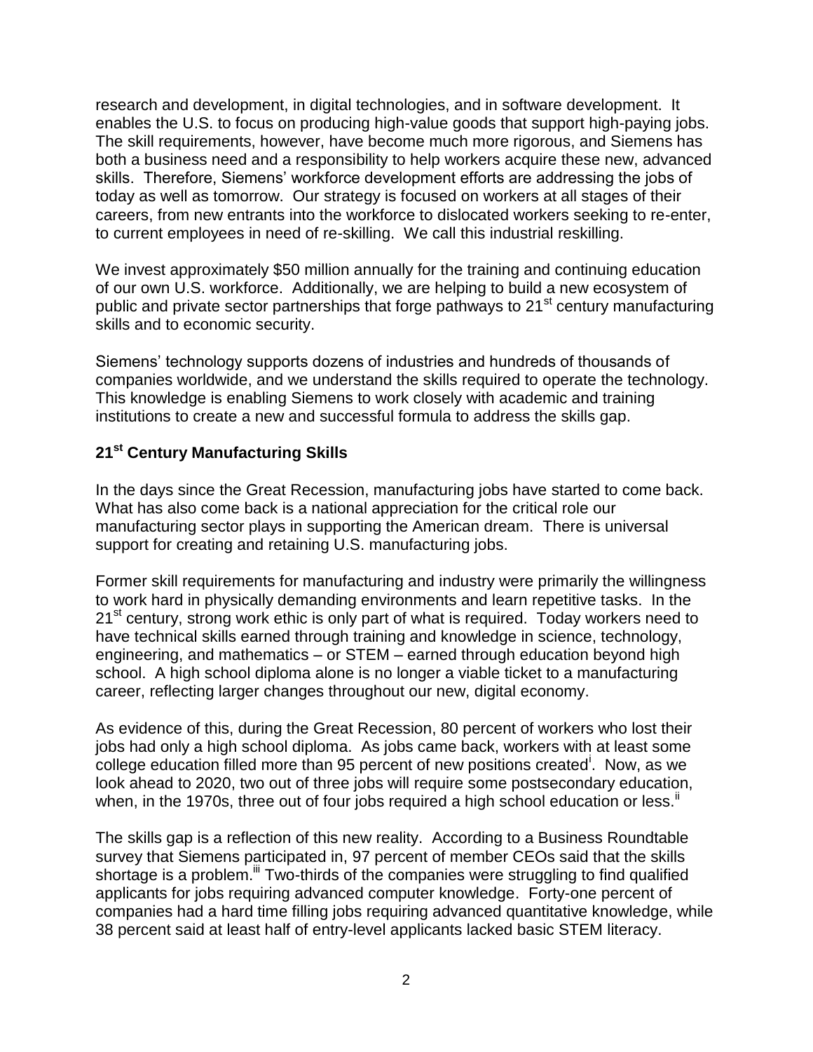research and development, in digital technologies, and in software development. It enables the U.S. to focus on producing high-value goods that support high-paying jobs. The skill requirements, however, have become much more rigorous, and Siemens has both a business need and a responsibility to help workers acquire these new, advanced skills. Therefore, Siemens' workforce development efforts are addressing the jobs of today as well as tomorrow. Our strategy is focused on workers at all stages of their careers, from new entrants into the workforce to dislocated workers seeking to re-enter, to current employees in need of re-skilling. We call this industrial reskilling.

We invest approximately $50 million annually for the training and continuing education of our own U.S. workforce. Additionally, we are helping to build a new ecosystem of public and private sector partnerships that forge pathways to 21st century manufacturing skills and to economic security.

Siemens' technology supports dozens of industries and hundreds of thousands of companies worldwide, and we understand the skills required to operate the technology. This knowledge is enabling Siemens to work closely with academic and training institutions to create a new and successful formula to address the skills gap.

## 21st Century Manufacturing Skills

In the days since the Great Recession, manufacturing jobs have started to come back. What has also come back is a national appreciation for the critical role our manufacturing sector plays in supporting the American dream. There is universal support for creating and retaining U.S. manufacturing jobs.

Former skill requirements for manufacturing and industry were primarily the willingness to work hard in physically demanding environments and learn repetitive tasks. In the 21st century, strong work ethic is only part of what is required. Today workers need to have technical skills earned through training and knowledge in science, technology, engineering, and mathematics – or STEM – earned through education beyond high school. A high school diploma alone is no longer a viable ticket to a manufacturing career, reflecting larger changes throughout our new, digital economy.

As evidence of this, during the Great Recession, 80 percent of workers who lost their jobs had only a high school diploma. As jobs came back, workers with at least some college education filled more than 95 percent of new positions created[i]. Now, as we look ahead to 2020, two out of three jobs will require some postsecondary education, when, in the 1970s, three out of four jobs required a high school education or less.[ii]

The skills gap is a reflection of this new reality. According to a Business Roundtable survey that Siemens participated in, 97 percent of member CEOs said that the skills shortage is a problem.[iii] Two-thirds of the companies were struggling to find qualified applicants for jobs requiring advanced computer knowledge. Forty-one percent of companies had a hard time filling jobs requiring advanced quantitative knowledge, while 38 percent said at least half of entry-level applicants lacked basic STEM literacy.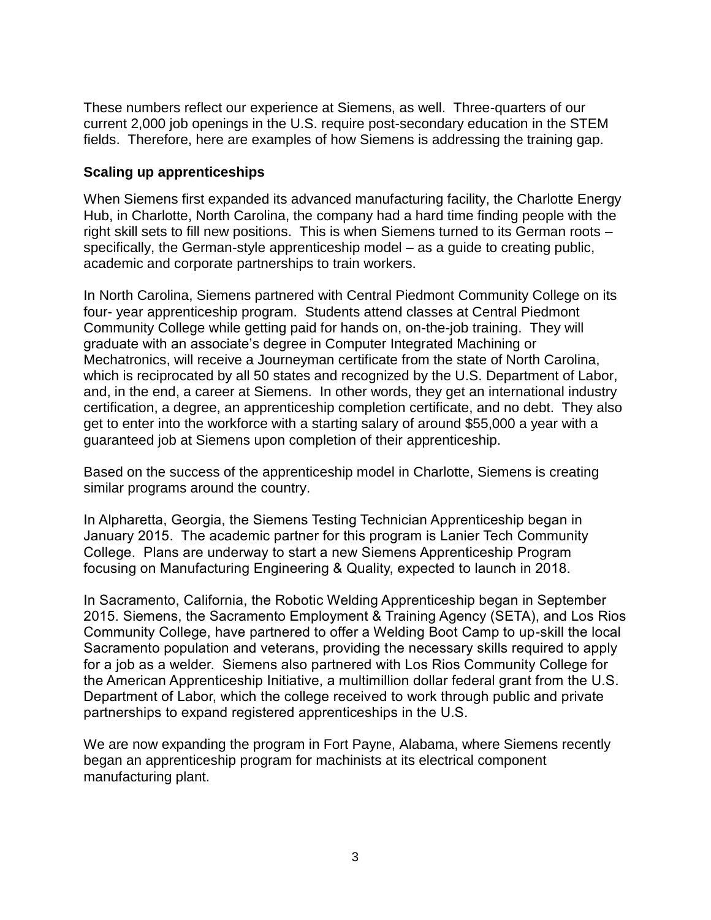These numbers reflect our experience at Siemens, as well. Three-quarters of our current 2,000 job openings in the U.S. require post-secondary education in the STEM fields. Therefore, here are examples of how Siemens is addressing the training gap.

**Scaling up apprenticeships**

When Siemens first expanded its advanced manufacturing facility, the Charlotte Energy Hub, in Charlotte, North Carolina, the company had a hard time finding people with the right skill sets to fill new positions. This is when Siemens turned to its German roots – specifically, the German-style apprenticeship model – as a guide to creating public, academic and corporate partnerships to train workers.

In North Carolina, Siemens partnered with Central Piedmont Community College on its four- year apprenticeship program. Students attend classes at Central Piedmont Community College while getting paid for hands on, on-the-job training. They will graduate with an associate's degree in Computer Integrated Machining or Mechatronics, will receive a Journeyman certificate from the state of North Carolina, which is reciprocated by all 50 states and recognized by the U.S. Department of Labor, and, in the end, a career at Siemens. In other words, they get an international industry certification, a degree, an apprenticeship completion certificate, and no debt. They also get to enter into the workforce with a starting salary of around $55,000 a year with a guaranteed job at Siemens upon completion of their apprenticeship.

Based on the success of the apprenticeship model in Charlotte, Siemens is creating similar programs around the country.

In Alpharetta, Georgia, the Siemens Testing Technician Apprenticeship began in January 2015. The academic partner for this program is Lanier Tech Community College. Plans are underway to start a new Siemens Apprenticeship Program focusing on Manufacturing Engineering & Quality, expected to launch in 2018.

In Sacramento, California, the Robotic Welding Apprenticeship began in September 2015. Siemens, the Sacramento Employment & Training Agency (SETA), and Los Rios Community College, have partnered to offer a Welding Boot Camp to up-skill the local Sacramento population and veterans, providing the necessary skills required to apply for a job as a welder. Siemens also partnered with Los Rios Community College for the American Apprenticeship Initiative, a multimillion dollar federal grant from the U.S. Department of Labor, which the college received to work through public and private partnerships to expand registered apprenticeships in the U.S.

We are now expanding the program in Fort Payne, Alabama, where Siemens recently began an apprenticeship program for machinists at its electrical component manufacturing plant.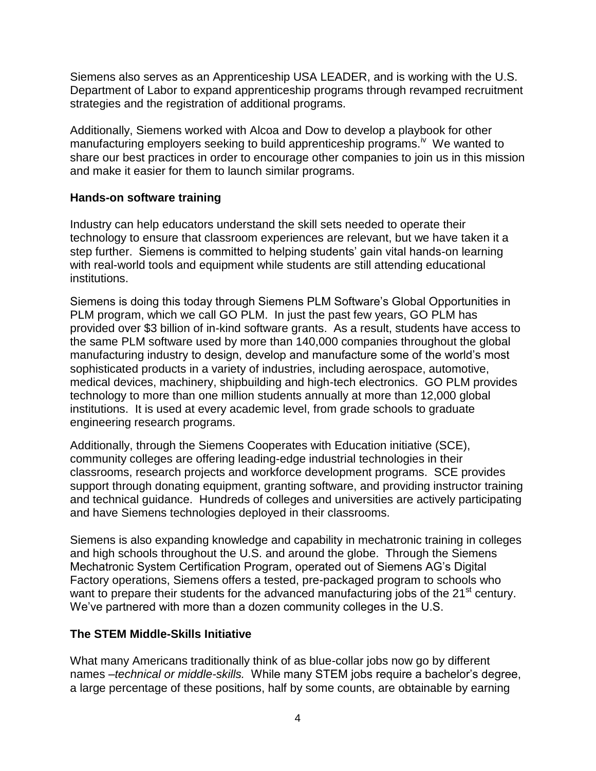Siemens also serves as an Apprenticeship USA LEADER, and is working with the U.S. Department of Labor to expand apprenticeship programs through revamped recruitment strategies and the registration of additional programs.

Additionally, Siemens worked with Alcoa and Dow to develop a playbook for other manufacturing employers seeking to build apprenticeship programs.[iv] We wanted to share our best practices in order to encourage other companies to join us in this mission and make it easier for them to launch similar programs.

**Hands-on software training**

Industry can help educators understand the skill sets needed to operate their technology to ensure that classroom experiences are relevant, but we have taken it a step further. Siemens is committed to helping students' gain vital hands-on learning with real-world tools and equipment while students are still attending educational institutions.

Siemens is doing this today through Siemens PLM Software's Global Opportunities in PLM program, which we call GO PLM. In just the past few years, GO PLM has provided over $3 billion of in-kind software grants. As a result, students have access to the same PLM software used by more than 140,000 companies throughout the global manufacturing industry to design, develop and manufacture some of the world's most sophisticated products in a variety of industries, including aerospace, automotive, medical devices, machinery, shipbuilding and high-tech electronics. GO PLM provides technology to more than one million students annually at more than 12,000 global institutions. It is used at every academic level, from grade schools to graduate engineering research programs.

Additionally, through the Siemens Cooperates with Education initiative (SCE), community colleges are offering leading-edge industrial technologies in their classrooms, research projects and workforce development programs. SCE provides support through donating equipment, granting software, and providing instructor training and technical guidance. Hundreds of colleges and universities are actively participating and have Siemens technologies deployed in their classrooms.

Siemens is also expanding knowledge and capability in mechatronic training in colleges and high schools throughout the U.S. and around the globe. Through the Siemens Mechatronic System Certification Program, operated out of Siemens AG's Digital Factory operations, Siemens offers a tested, pre-packaged program to schools who want to prepare their students for the advanced manufacturing jobs of the 21st century. We've partnered with more than a dozen community colleges in the U.S.

**The STEM Middle-Skills Initiative**

What many Americans traditionally think of as blue-collar jobs now go by different names –*technical or middle-skills.* While many STEM jobs require a bachelor's degree, a large percentage of these positions, half by some counts, are obtainable by earning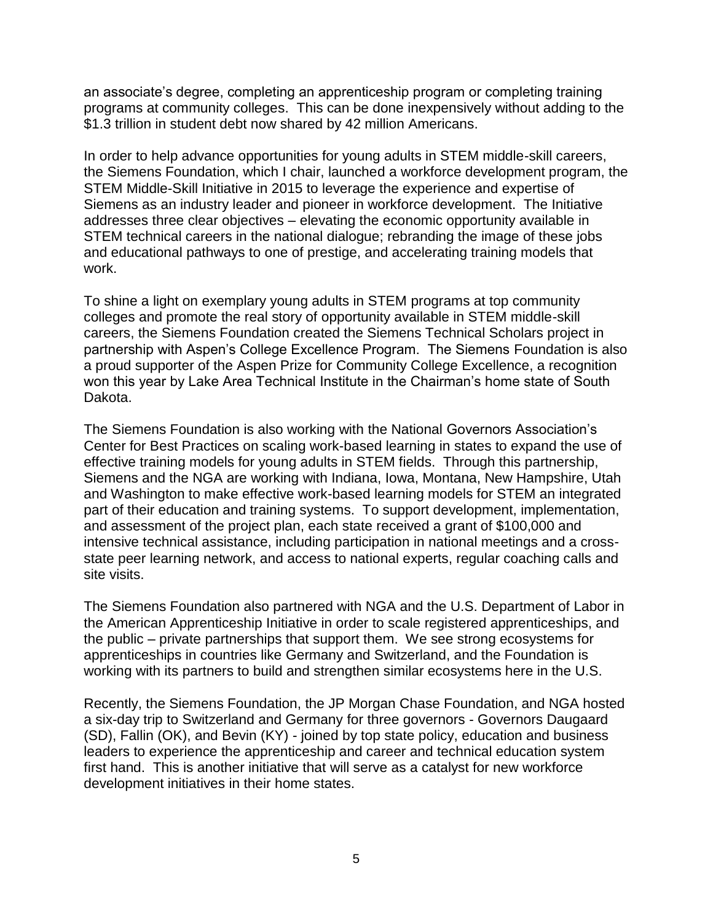an associate's degree, completing an apprenticeship program or completing training programs at community colleges. This can be done inexpensively without adding to the $1.3 trillion in student debt now shared by 42 million Americans.

In order to help advance opportunities for young adults in STEM middle-skill careers, the Siemens Foundation, which I chair, launched a workforce development program, the STEM Middle-Skill Initiative in 2015 to leverage the experience and expertise of Siemens as an industry leader and pioneer in workforce development. The Initiative addresses three clear objectives – elevating the economic opportunity available in STEM technical careers in the national dialogue; rebranding the image of these jobs and educational pathways to one of prestige, and accelerating training models that work.

To shine a light on exemplary young adults in STEM programs at top community colleges and promote the real story of opportunity available in STEM middle-skill careers, the Siemens Foundation created the Siemens Technical Scholars project in partnership with Aspen's College Excellence Program. The Siemens Foundation is also a proud supporter of the Aspen Prize for Community College Excellence, a recognition won this year by Lake Area Technical Institute in the Chairman's home state of South Dakota.

The Siemens Foundation is also working with the National Governors Association's Center for Best Practices on scaling work-based learning in states to expand the use of effective training models for young adults in STEM fields. Through this partnership, Siemens and the NGA are working with Indiana, Iowa, Montana, New Hampshire, Utah and Washington to make effective work-based learning models for STEM an integrated part of their education and training systems. To support development, implementation, and assessment of the project plan, each state received a grant of $100,000 and intensive technical assistance, including participation in national meetings and a cross-state peer learning network, and access to national experts, regular coaching calls and site visits.

The Siemens Foundation also partnered with NGA and the U.S. Department of Labor in the American Apprenticeship Initiative in order to scale registered apprenticeships, and the public – private partnerships that support them. We see strong ecosystems for apprenticeships in countries like Germany and Switzerland, and the Foundation is working with its partners to build and strengthen similar ecosystems here in the U.S.

Recently, the Siemens Foundation, the JP Morgan Chase Foundation, and NGA hosted a six-day trip to Switzerland and Germany for three governors - Governors Daugaard (SD), Fallin (OK), and Bevin (KY) - joined by top state policy, education and business leaders to experience the apprenticeship and career and technical education system first hand. This is another initiative that will serve as a catalyst for new workforce development initiatives in their home states.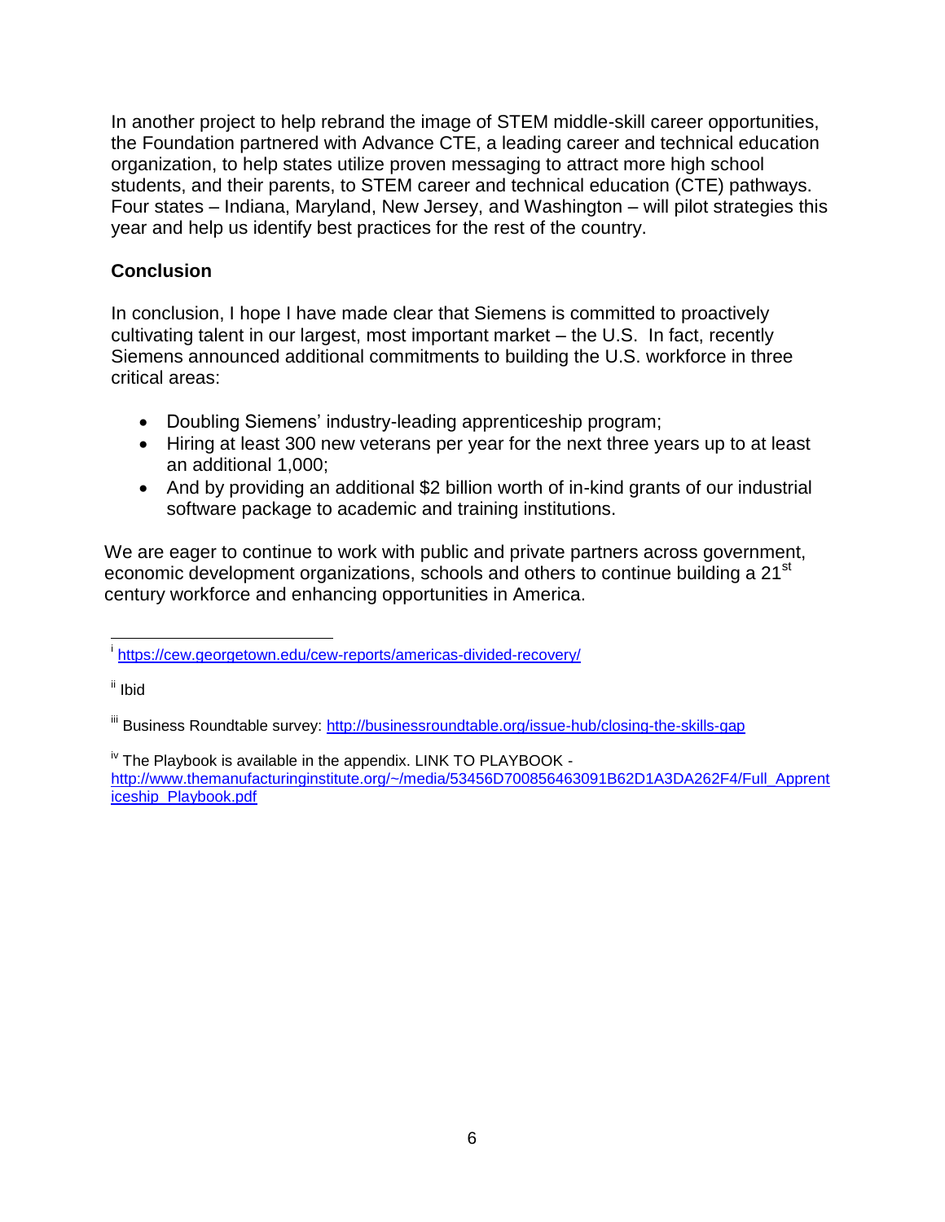In another project to help rebrand the image of STEM middle-skill career opportunities, the Foundation partnered with Advance CTE, a leading career and technical education organization, to help states utilize proven messaging to attract more high school students, and their parents, to STEM career and technical education (CTE) pathways. Four states – Indiana, Maryland, New Jersey, and Washington – will pilot strategies this year and help us identify best practices for the rest of the country.

**Conclusion**

In conclusion, I hope I have made clear that Siemens is committed to proactively cultivating talent in our largest, most important market – the U.S. In fact, recently Siemens announced additional commitments to building the U.S. workforce in three critical areas:

- Doubling Siemens' industry-leading apprenticeship program;
- Hiring at least 300 new veterans per year for the next three years up to at least an additional 1,000;
- And by providing an additional $2 billion worth of in-kind grants of our industrial software package to academic and training institutions.

We are eager to continue to work with public and private partners across government, economic development organizations, schools and others to continue building a 21st century workforce and enhancing opportunities in America.

---

[i] https://cew.georgetown.edu/cew-reports/americas-divided-recovery/

[ii] Ibid

[iii] Business Roundtable survey: http://businessroundtable.org/issue-hub/closing-the-skills-gap

[iv] The Playbook is available in the appendix. LINK TO PLAYBOOK - http://www.themanufacturinginstitute.org/~/media/53456D700856463091B62D1A3DA262F4/Full_Apprenticeship_Playbook.pdf